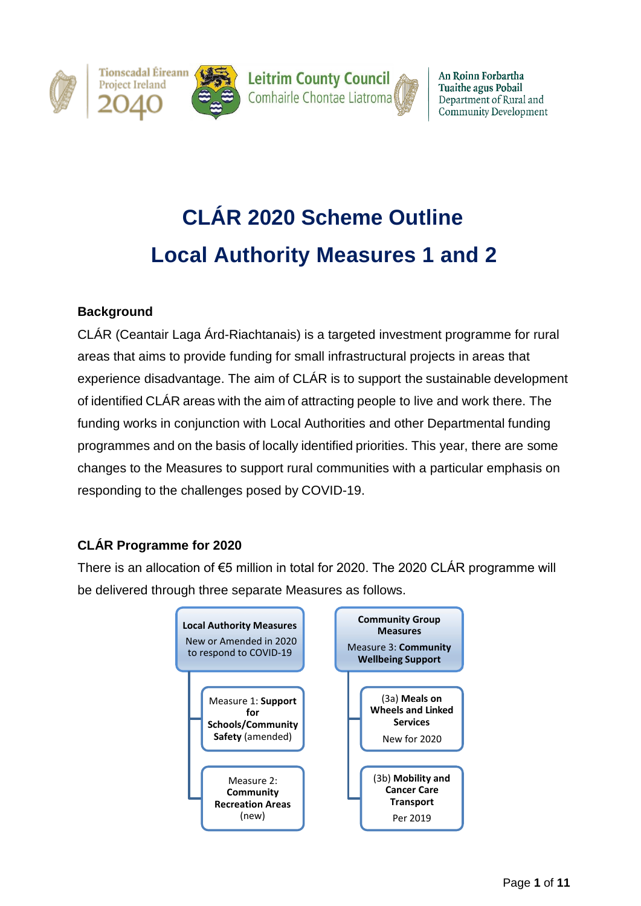# CLÁR 2020 Scheme Outline

# Local Authority Measures 1 and 2

### Background

CLÁR (Ceantair Laga Árd-Riachtanais) is a targeted investment programme for rural areas that aims to provide funding for small infrastructural projects in areas that experience disadvantage. The aim of CLÁR is to support the sustainable development of identified CLÁR areas with the aim of attracting people to live and work there. The funding works in conjunction with Local Authorities and other Departmental funding programmes and on the basis of locally identified priorities. This year, there are some changes to the Measures to support rural communities with a particular emphasis on responding to the challenges posed by COVID-19.

### CLÁR Programme for 2020

There is an allocation of €5 million in total for 2020. The 2020 CLÁR programme will be delivered through three separate Measures as follows.

**Local Authority Measures**
New or Amended in 2020 to respond to COVID-19

- Measure 1: **Support for Schools/Community Safety** (amended)
- Measure 2: **Community Recreation Areas** (new)

**Community Group Measures**
Measure 3: **Community Wellbeing Support**

- (3a) **Meals on Wheels and Linked Services** — New for 2020
- (3b) **Mobility and Cancer Care Transport** — Per 2019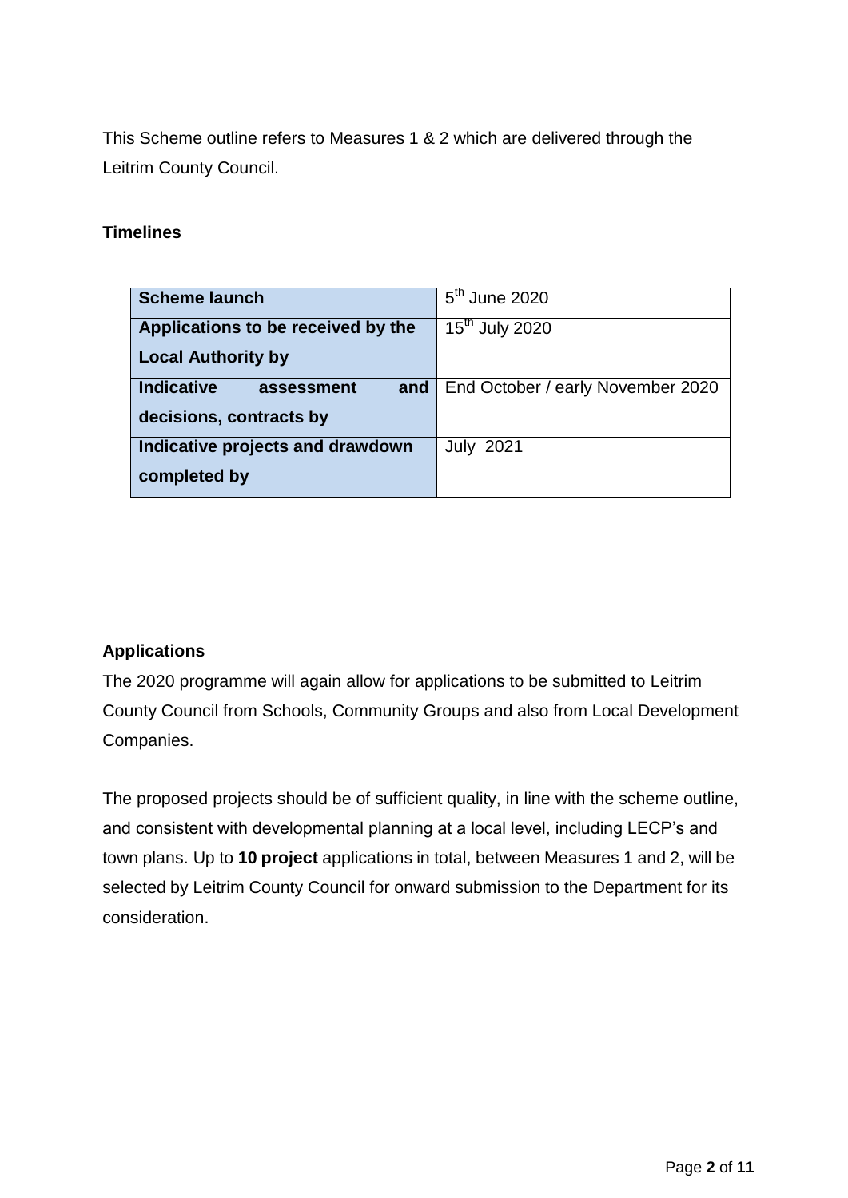This Scheme outline refers to Measures 1 & 2 which are delivered through the Leitrim County Council.

**Timelines**

| | |
|---|---|
| **Scheme launch** | 5th June 2020 |
| **Applications to be received by the Local Authority by** | 15th July 2020 |
| **Indicative assessment and decisions, contracts by** | End October / early November 2020 |
| **Indicative projects and drawdown completed by** | July 2021 |

**Applications**

The 2020 programme will again allow for applications to be submitted to Leitrim County Council from Schools, Community Groups and also from Local Development Companies.

The proposed projects should be of sufficient quality, in line with the scheme outline, and consistent with developmental planning at a local level, including LECP's and town plans. Up to **10 project** applications in total, between Measures 1 and 2, will be selected by Leitrim County Council for onward submission to the Department for its consideration.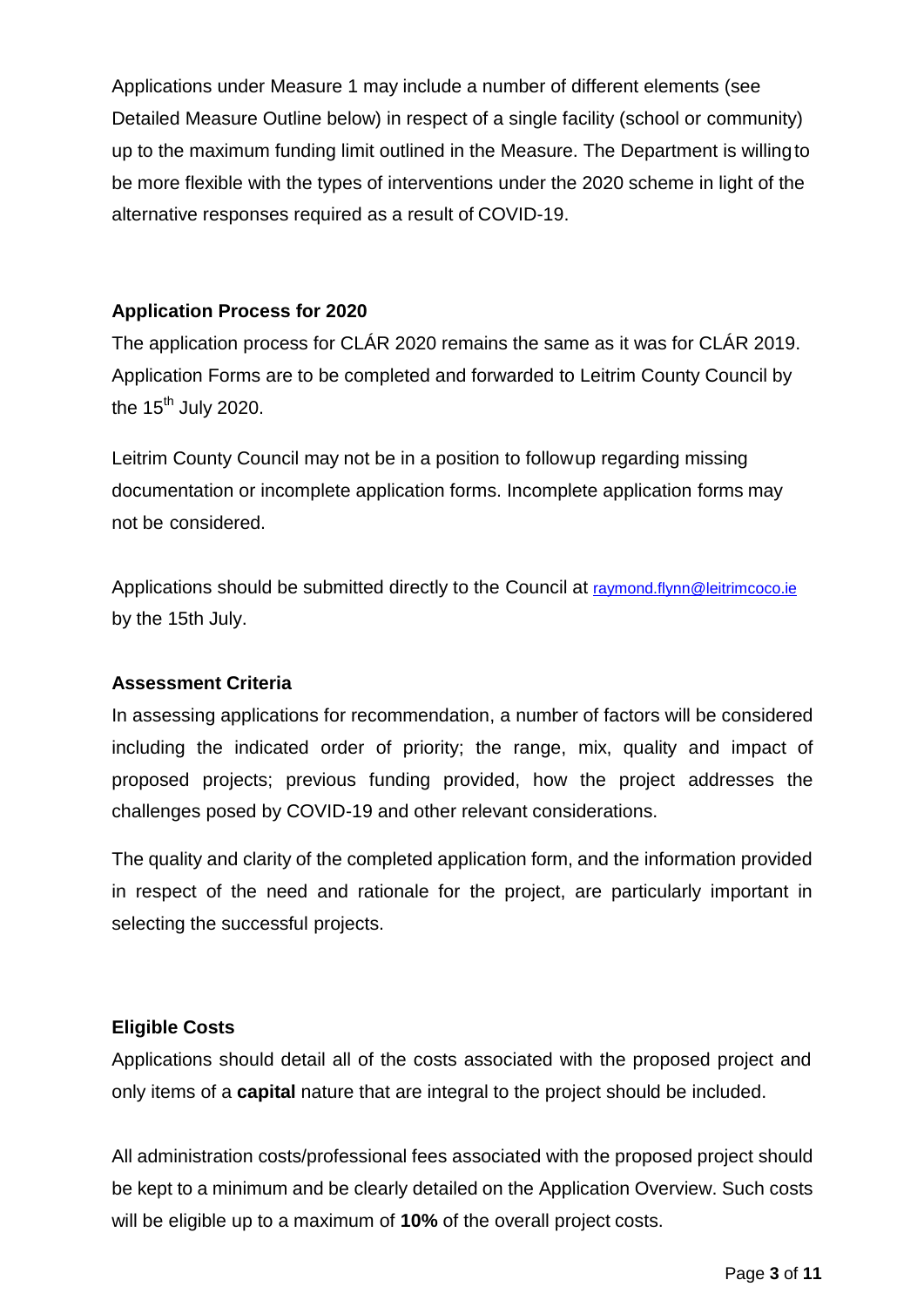Applications under Measure 1 may include a number of different elements (see Detailed Measure Outline below) in respect of a single facility (school or community) up to the maximum funding limit outlined in the Measure. The Department is willing to be more flexible with the types of interventions under the 2020 scheme in light of the alternative responses required as a result of COVID-19.

**Application Process for 2020**

The application process for CLÁR 2020 remains the same as it was for CLÁR 2019. Application Forms are to be completed and forwarded to Leitrim County Council by the 15th July 2020.

Leitrim County Council may not be in a position to followup regarding missing documentation or incomplete application forms. Incomplete application forms may not be considered.

Applications should be submitted directly to the Council at raymond.flynn@leitrimcoco.ie by the 15th July.

**Assessment Criteria**

In assessing applications for recommendation, a number of factors will be considered including the indicated order of priority; the range, mix, quality and impact of proposed projects; previous funding provided, how the project addresses the challenges posed by COVID-19 and other relevant considerations.

The quality and clarity of the completed application form, and the information provided in respect of the need and rationale for the project, are particularly important in selecting the successful projects.

**Eligible Costs**

Applications should detail all of the costs associated with the proposed project and only items of a **capital** nature that are integral to the project should be included.

All administration costs/professional fees associated with the proposed project should be kept to a minimum and be clearly detailed on the Application Overview. Such costs will be eligible up to a maximum of **10%** of the overall project costs.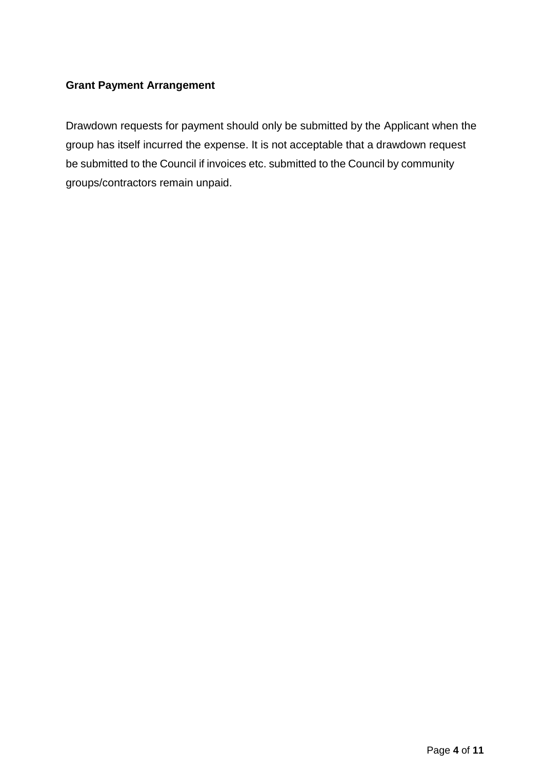**Grant Payment Arrangement**

Drawdown requests for payment should only be submitted by the Applicant when the group has itself incurred the expense. It is not acceptable that a drawdown request be submitted to the Council if invoices etc. submitted to the Council by community groups/contractors remain unpaid.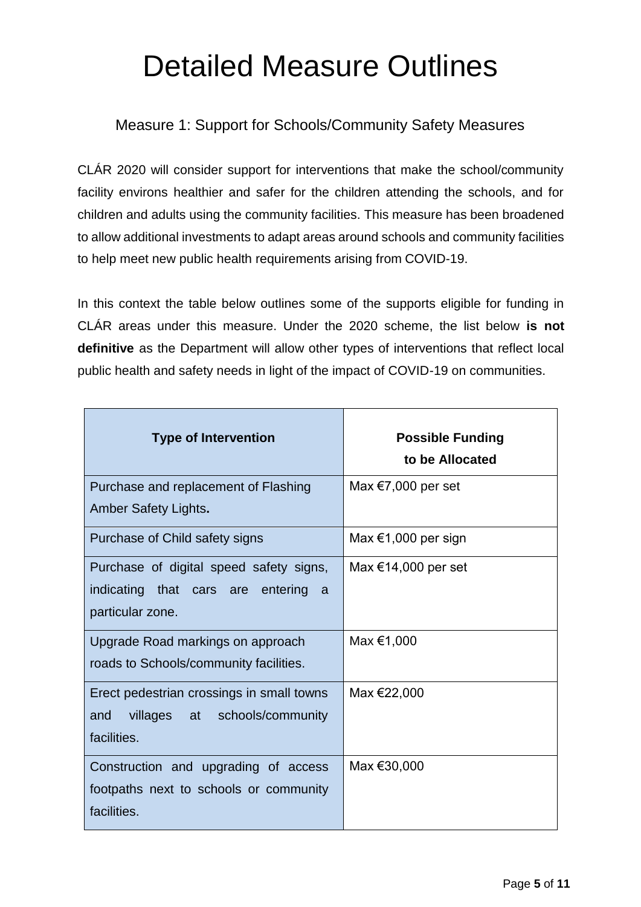# Detailed Measure Outlines

## Measure 1: Support for Schools/Community Safety Measures

CLÁR 2020 will consider support for interventions that make the school/community facility environs healthier and safer for the children attending the schools, and for children and adults using the community facilities. This measure has been broadened to allow additional investments to adapt areas around schools and community facilities to help meet new public health requirements arising from COVID-19.

In this context the table below outlines some of the supports eligible for funding in CLÁR areas under this measure. Under the 2020 scheme, the list below **is not definitive** as the Department will allow other types of interventions that reflect local public health and safety needs in light of the impact of COVID-19 on communities.

| Type of Intervention | Possible Funding to be Allocated |
| --- | --- |
| Purchase and replacement of Flashing Amber Safety Lights. | Max €7,000 per set |
| Purchase of Child safety signs | Max €1,000 per sign |
| Purchase of digital speed safety signs, indicating that cars are entering a particular zone. | Max €14,000 per set |
| Upgrade Road markings on approach roads to Schools/community facilities. | Max €1,000 |
| Erect pedestrian crossings in small towns and villages at schools/community facilities. | Max €22,000 |
| Construction and upgrading of access footpaths next to schools or community facilities. | Max €30,000 |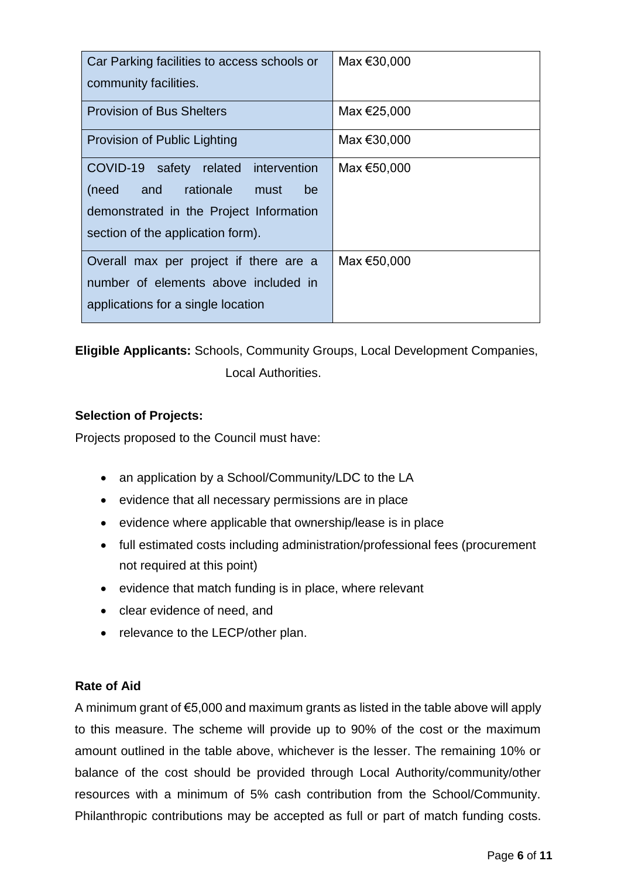| | |
|---|---|
| Car Parking facilities to access schools or community facilities. | Max €30,000 |
| Provision of Bus Shelters | Max €25,000 |
| Provision of Public Lighting | Max €30,000 |
| COVID-19 safety related intervention (need and rationale must be demonstrated in the Project Information section of the application form). | Max €50,000 |
| Overall max per project if there are a number of elements above included in applications for a single location | Max €50,000 |

**Eligible Applicants:** Schools, Community Groups, Local Development Companies, Local Authorities.

**Selection of Projects:**

Projects proposed to the Council must have:

- an application by a School/Community/LDC to the LA
- evidence that all necessary permissions are in place
- evidence where applicable that ownership/lease is in place
- full estimated costs including administration/professional fees (procurement not required at this point)
- evidence that match funding is in place, where relevant
- clear evidence of need, and
- relevance to the LECP/other plan.

**Rate of Aid**

A minimum grant of €5,000 and maximum grants as listed in the table above will apply to this measure. The scheme will provide up to 90% of the cost or the maximum amount outlined in the table above, whichever is the lesser. The remaining 10% or balance of the cost should be provided through Local Authority/community/other resources with a minimum of 5% cash contribution from the School/Community. Philanthropic contributions may be accepted as full or part of match funding costs.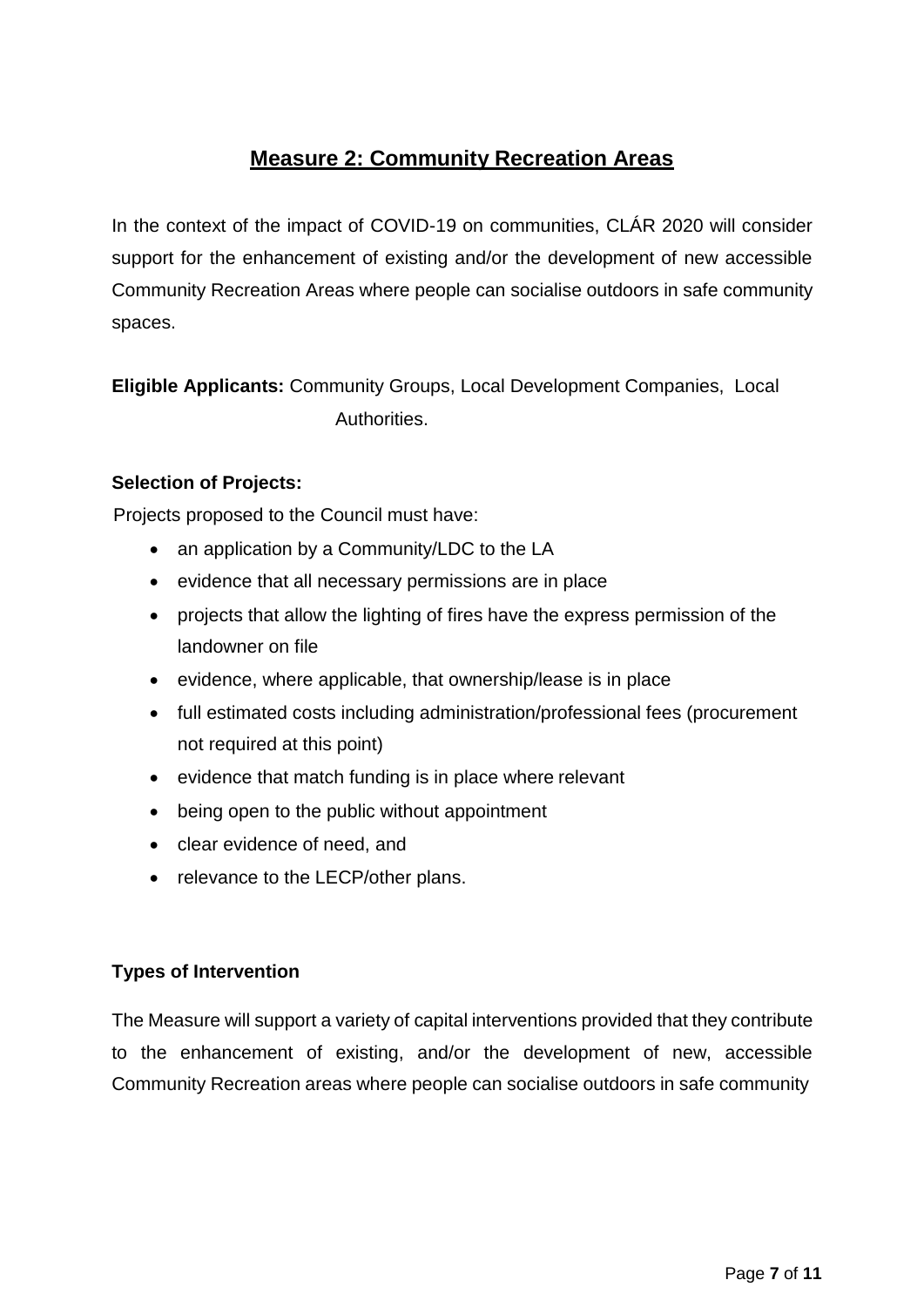## Measure 2: Community Recreation Areas

In the context of the impact of COVID-19 on communities, CLÁR 2020 will consider support for the enhancement of existing and/or the development of new accessible Community Recreation Areas where people can socialise outdoors in safe community spaces.

**Eligible Applicants:** Community Groups, Local Development Companies, Local Authorities.

**Selection of Projects:**

Projects proposed to the Council must have:

- an application by a Community/LDC to the LA
- evidence that all necessary permissions are in place
- projects that allow the lighting of fires have the express permission of the landowner on file
- evidence, where applicable, that ownership/lease is in place
- full estimated costs including administration/professional fees (procurement not required at this point)
- evidence that match funding is in place where relevant
- being open to the public without appointment
- clear evidence of need, and
- relevance to the LECP/other plans.

**Types of Intervention**

The Measure will support a variety of capital interventions provided that they contribute to the enhancement of existing, and/or the development of new, accessible Community Recreation areas where people can socialise outdoors in safe community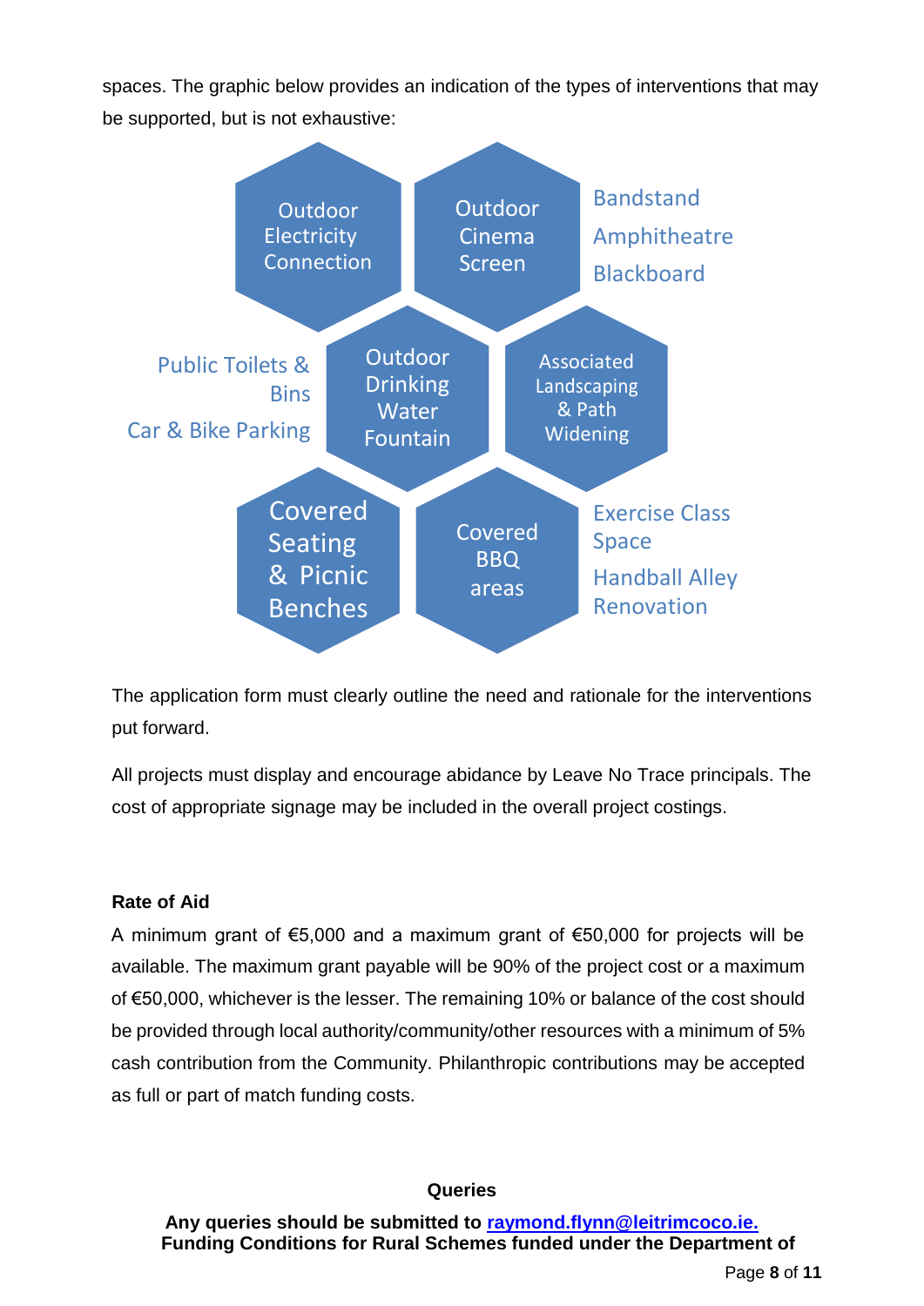spaces. The graphic below provides an indication of the types of interventions that may be supported, but is not exhaustive:

- Outdoor Electricity Connection
- Outdoor Cinema Screen
- Bandstand
- Amphitheatre
- Blackboard
- Public Toilets & Bins
- Car & Bike Parking
- Outdoor Drinking Water Fountain
- Associated Landscaping & Path Widening
- Covered Seating & Picnic Benches
- Covered BBQ areas
- Exercise Class Space
- Handball Alley Renovation

The application form must clearly outline the need and rationale for the interventions put forward.

All projects must display and encourage abidance by Leave No Trace principals. The cost of appropriate signage may be included in the overall project costings.

**Rate of Aid**

A minimum grant of €5,000 and a maximum grant of €50,000 for projects will be available. The maximum grant payable will be 90% of the project cost or a maximum of €50,000, whichever is the lesser. The remaining 10% or balance of the cost should be provided through local authority/community/other resources with a minimum of 5% cash contribution from the Community. Philanthropic contributions may be accepted as full or part of match funding costs.

**Queries**

**Any queries should be submitted to [raymond.flynn@leitrimcoco.ie.](mailto:raymond.flynn@leitrimcoco.ie)**

**Funding Conditions for Rural Schemes funded under the Department of**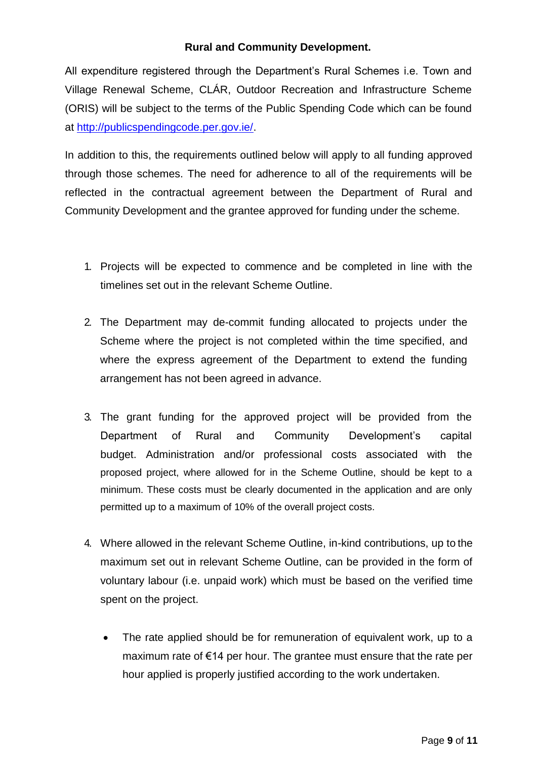## Rural and Community Development.

All expenditure registered through the Department's Rural Schemes i.e. Town and Village Renewal Scheme, CLÁR, Outdoor Recreation and Infrastructure Scheme (ORIS) will be subject to the terms of the Public Spending Code which can be found at [http://publicspendingcode.per.gov.ie/](http://publicspendingcode.per.gov.ie/).

In addition to this, the requirements outlined below will apply to all funding approved through those schemes. The need for adherence to all of the requirements will be reflected in the contractual agreement between the Department of Rural and Community Development and the grantee approved for funding under the scheme.

1. Projects will be expected to commence and be completed in line with the timelines set out in the relevant Scheme Outline.

2. The Department may de-commit funding allocated to projects under the Scheme where the project is not completed within the time specified, and where the express agreement of the Department to extend the funding arrangement has not been agreed in advance.

3. The grant funding for the approved project will be provided from the Department of Rural and Community Development's capital budget. Administration and/or professional costs associated with the proposed project, where allowed for in the Scheme Outline, should be kept to a minimum. These costs must be clearly documented in the application and are only permitted up to a maximum of 10% of the overall project costs.

4. Where allowed in the relevant Scheme Outline, in-kind contributions, up to the maximum set out in relevant Scheme Outline, can be provided in the form of voluntary labour (i.e. unpaid work) which must be based on the verified time spent on the project.

   - The rate applied should be for remuneration of equivalent work, up to a maximum rate of €14 per hour. The grantee must ensure that the rate per hour applied is properly justified according to the work undertaken.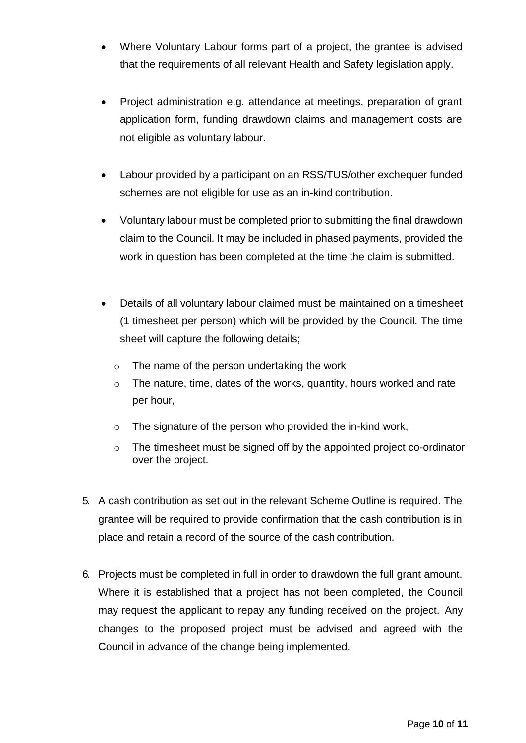- Where Voluntary Labour forms part of a project, the grantee is advised that the requirements of all relevant Health and Safety legislation apply.

- Project administration e.g. attendance at meetings, preparation of grant application form, funding drawdown claims and management costs are not eligible as voluntary labour.

- Labour provided by a participant on an RSS/TUS/other exchequer funded schemes are not eligible for use as an in-kind contribution.

- Voluntary labour must be completed prior to submitting the final drawdown claim to the Council. It may be included in phased payments, provided the work in question has been completed at the time the claim is submitted.

- Details of all voluntary labour claimed must be maintained on a timesheet (1 timesheet per person) which will be provided by the Council. The time sheet will capture the following details;
  - The name of the person undertaking the work
  - The nature, time, dates of the works, quantity, hours worked and rate per hour,
  - The signature of the person who provided the in-kind work,
  - The timesheet must be signed off by the appointed project co-ordinator over the project.

5. A cash contribution as set out in the relevant Scheme Outline is required. The grantee will be required to provide confirmation that the cash contribution is in place and retain a record of the source of the cash contribution.

6. Projects must be completed in full in order to drawdown the full grant amount. Where it is established that a project has not been completed, the Council may request the applicant to repay any funding received on the project. Any changes to the proposed project must be advised and agreed with the Council in advance of the change being implemented.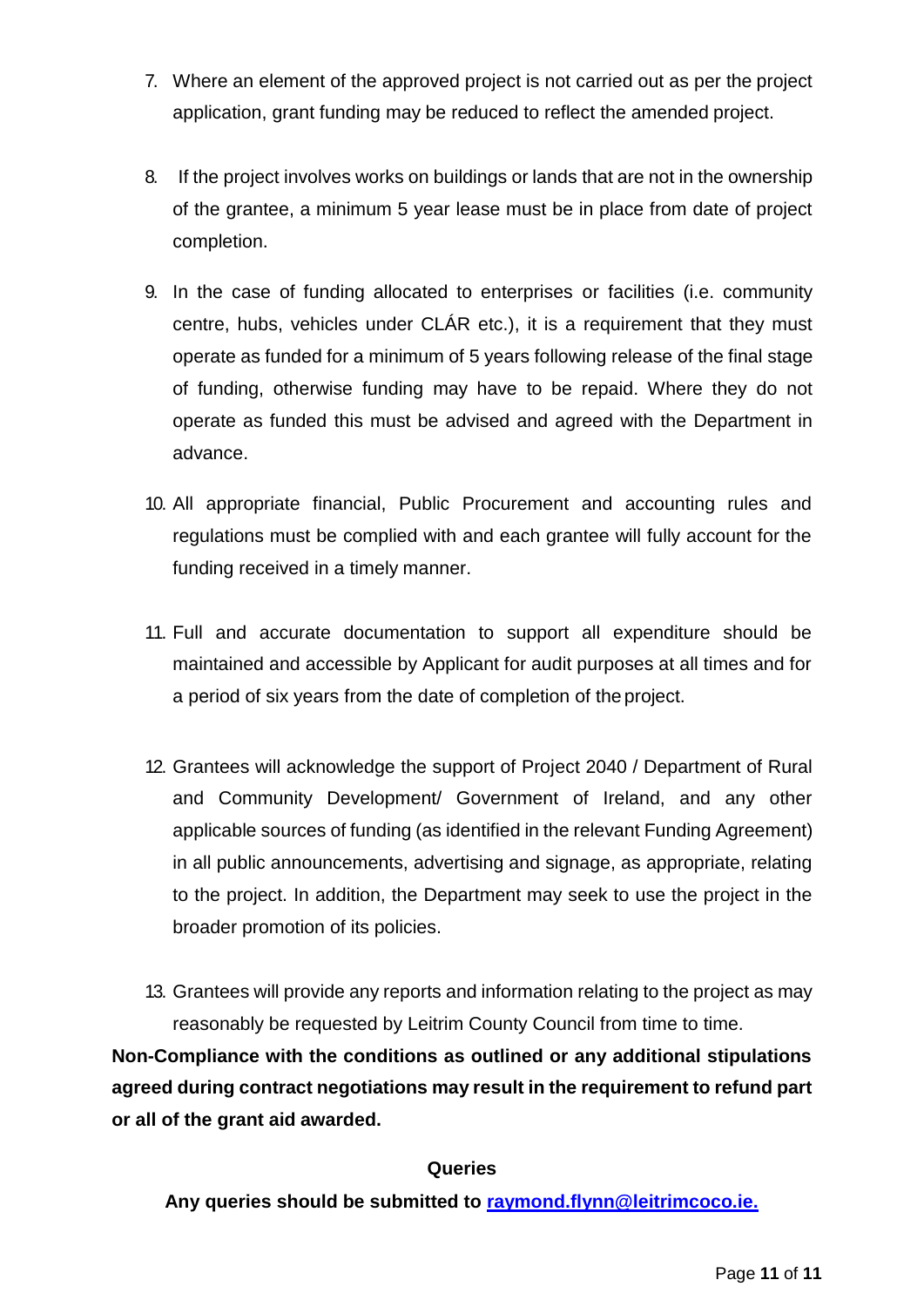7. Where an element of the approved project is not carried out as per the project application, grant funding may be reduced to reflect the amended project.

8. If the project involves works on buildings or lands that are not in the ownership of the grantee, a minimum 5 year lease must be in place from date of project completion.

9. In the case of funding allocated to enterprises or facilities (i.e. community centre, hubs, vehicles under CLÁR etc.), it is a requirement that they must operate as funded for a minimum of 5 years following release of the final stage of funding, otherwise funding may have to be repaid. Where they do not operate as funded this must be advised and agreed with the Department in advance.

10. All appropriate financial, Public Procurement and accounting rules and regulations must be complied with and each grantee will fully account for the funding received in a timely manner.

11. Full and accurate documentation to support all expenditure should be maintained and accessible by Applicant for audit purposes at all times and for a period of six years from the date of completion of the project.

12. Grantees will acknowledge the support of Project 2040 / Department of Rural and Community Development/ Government of Ireland, and any other applicable sources of funding (as identified in the relevant Funding Agreement) in all public announcements, advertising and signage, as appropriate, relating to the project. In addition, the Department may seek to use the project in the broader promotion of its policies.

13. Grantees will provide any reports and information relating to the project as may reasonably be requested by Leitrim County Council from time to time.

**Non-Compliance with the conditions as outlined or any additional stipulations agreed during contract negotiations may result in the requirement to refund part or all of the grant aid awarded.**

**Queries**

**Any queries should be submitted to [raymond.flynn@leitrimcoco.ie.](mailto:raymond.flynn@leitrimcoco.ie)**